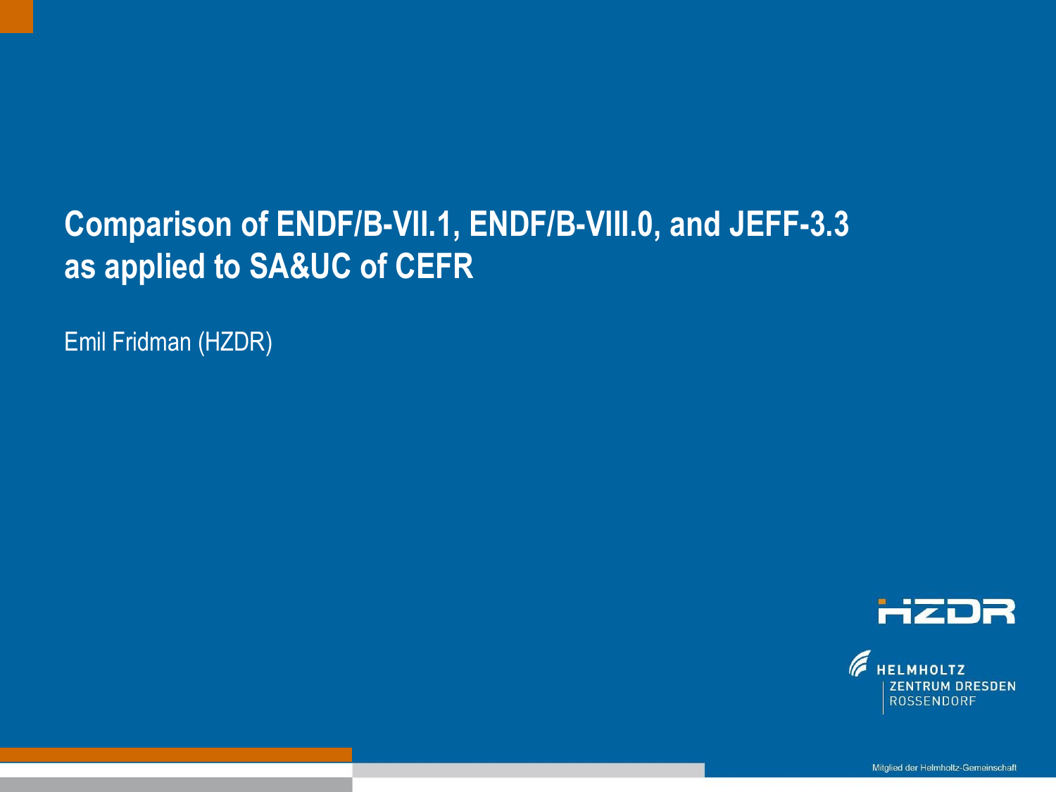# Comparison of ENDF/B-VII.1, ENDF/B-VIII.0, and JEFF-3.3 as applied to SA&UC of CEFR

Emil Fridman (HZDR)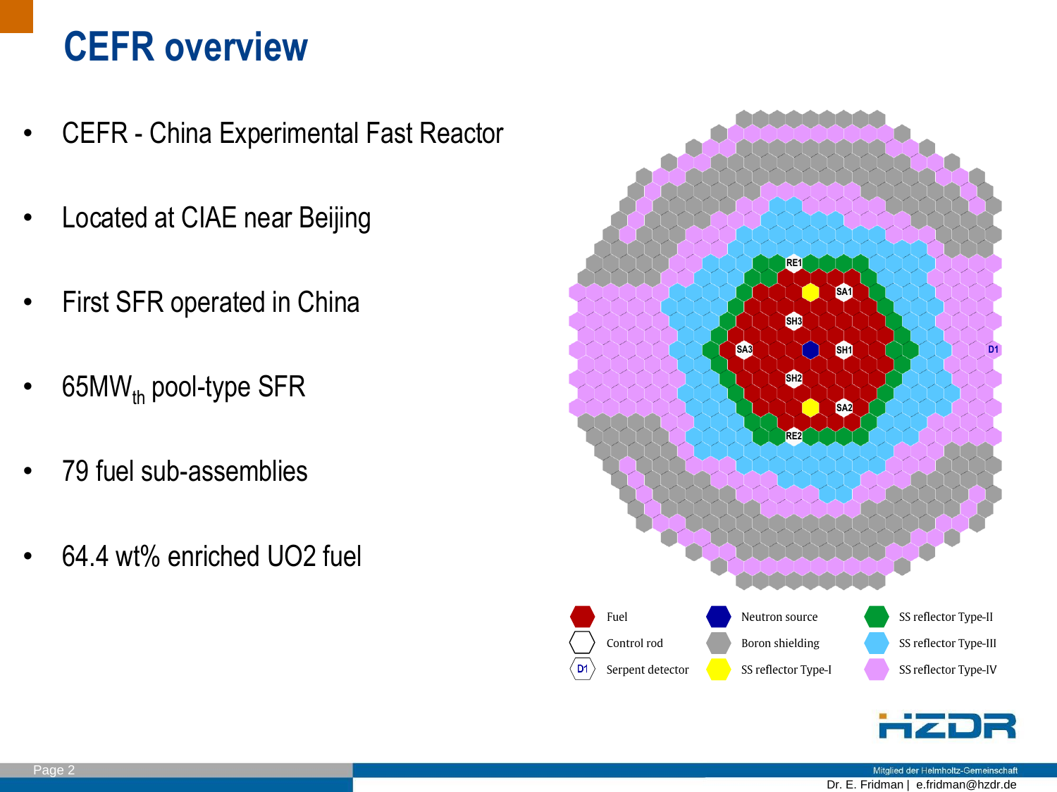# CEFR overview

- CEFR - China Experimental Fast Reactor
- Located at CIAE near Beijing
- First SFR operated in China
- 65MW$_{th}$ pool-type SFR
- 79 fuel sub-assemblies
- 64.4 wt% enriched UO2 fuel

Fuel | Neutron source | SS reflector Type-II
Control rod | Boron shielding | SS reflector Type-III
Serpent detector | SS reflector Type-I | SS reflector Type-IV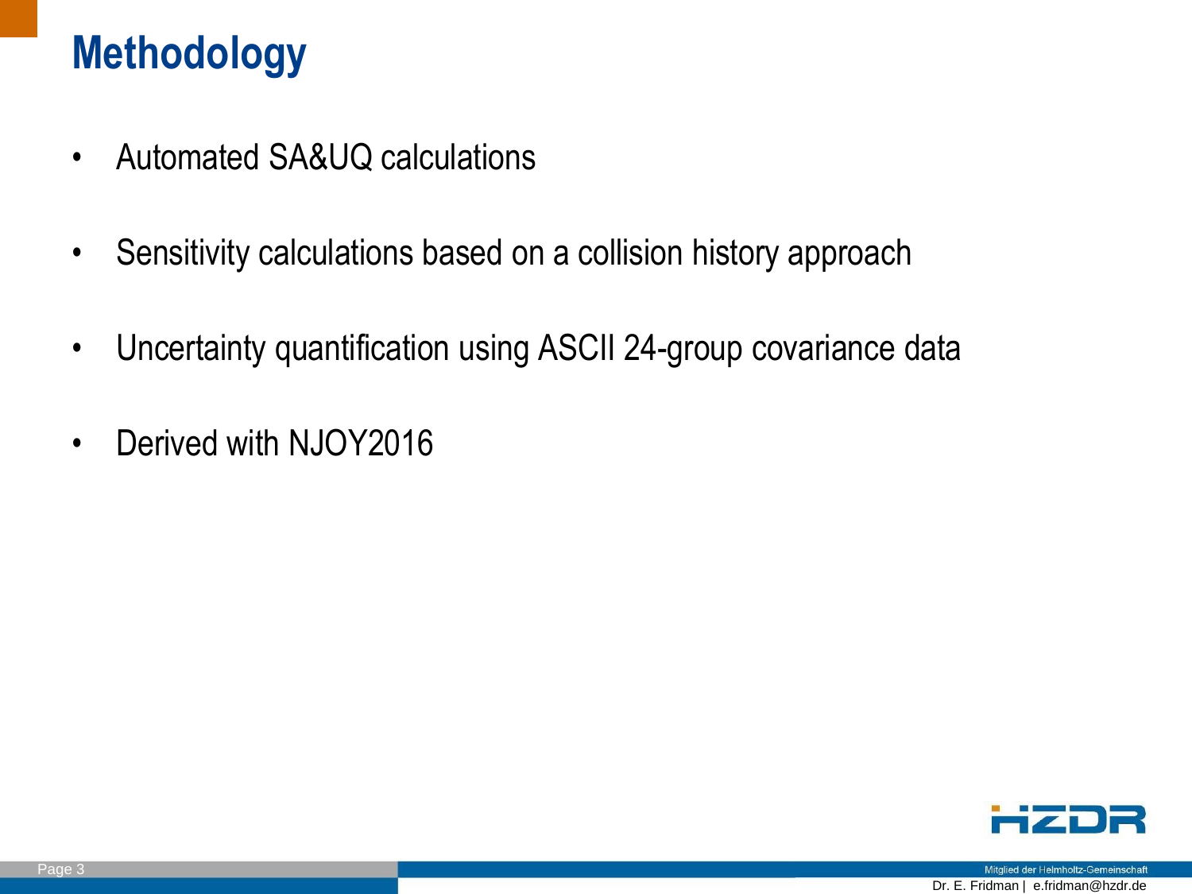# Methodology

- Automated SA&UQ calculations
- Sensitivity calculations based on a collision history approach
- Uncertainty quantification using ASCII 24-group covariance data
- Derived with NJOY2016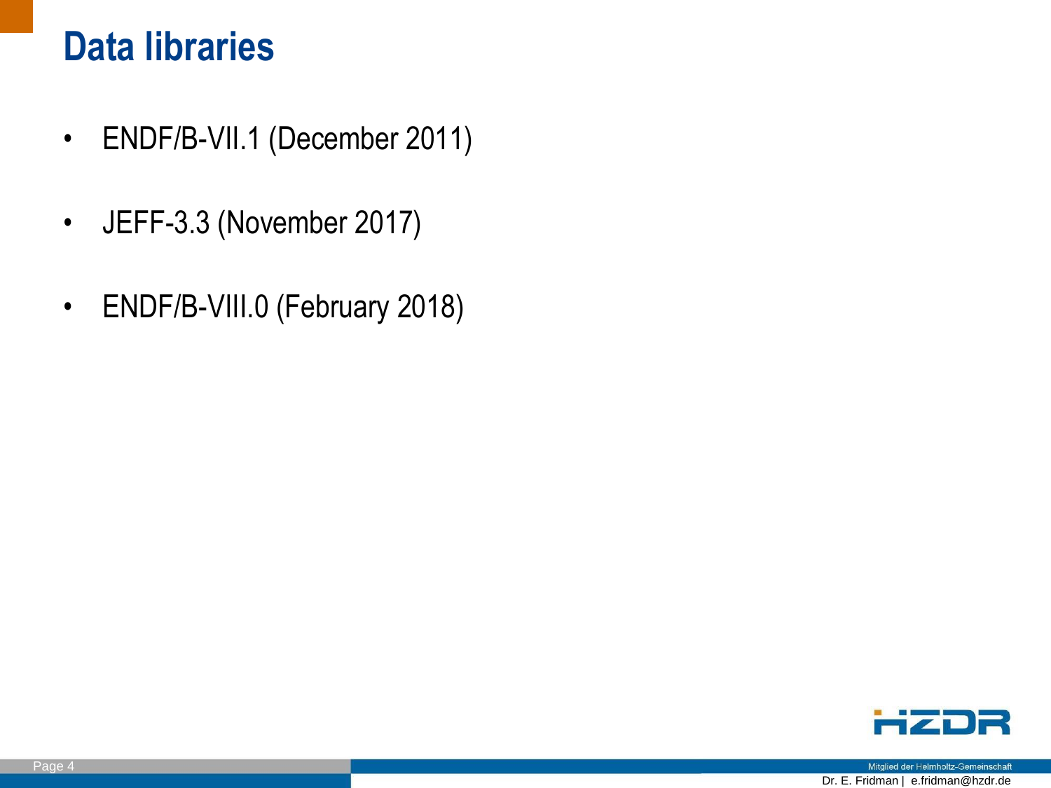# Data libraries

- ENDF/B-VII.1 (December 2011)
- JEFF-3.3 (November 2017)
- ENDF/B-VIII.0 (February 2018)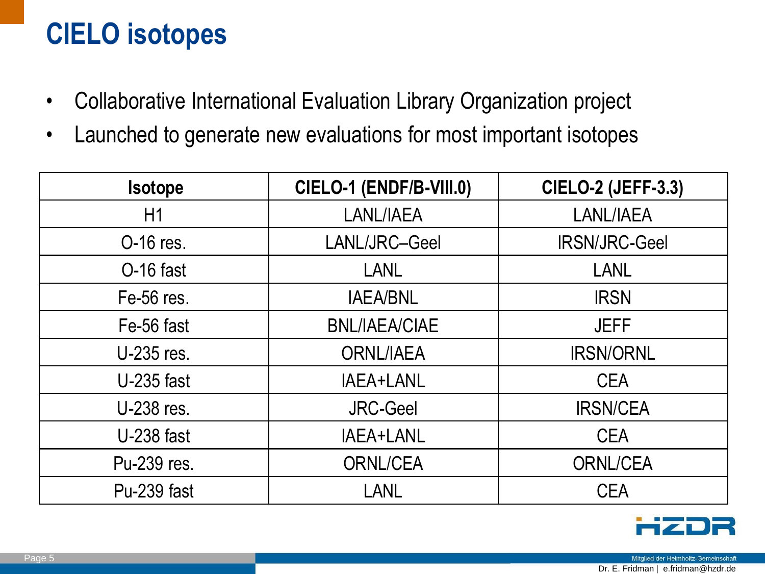# CIELO isotopes

- Collaborative International Evaluation Library Organization project
- Launched to generate new evaluations for most important isotopes

| Isotope | CIELO-1 (ENDF/B-VIII.0) | CIELO-2 (JEFF-3.3) |
|---|---|---|
| H1 | LANL/IAEA | LANL/IAEA |
| O-16 res. | LANL/JRC–Geel | IRSN/JRC-Geel |
| O-16 fast | LANL | LANL |
| Fe-56 res. | IAEA/BNL | IRSN |
| Fe-56 fast | BNL/IAEA/CIAE | JEFF |
| U-235 res. | ORNL/IAEA | IRSN/ORNL |
| U-235 fast | IAEA+LANL | CEA |
| U-238 res. | JRC-Geel | IRSN/CEA |
| U-238 fast | IAEA+LANL | CEA |
| Pu-239 res. | ORNL/CEA | ORNL/CEA |
| Pu-239 fast | LANL | CEA |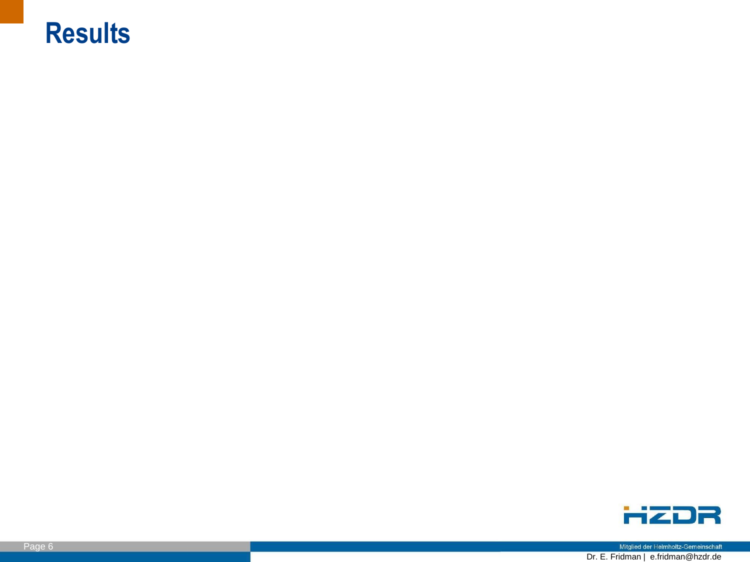# Results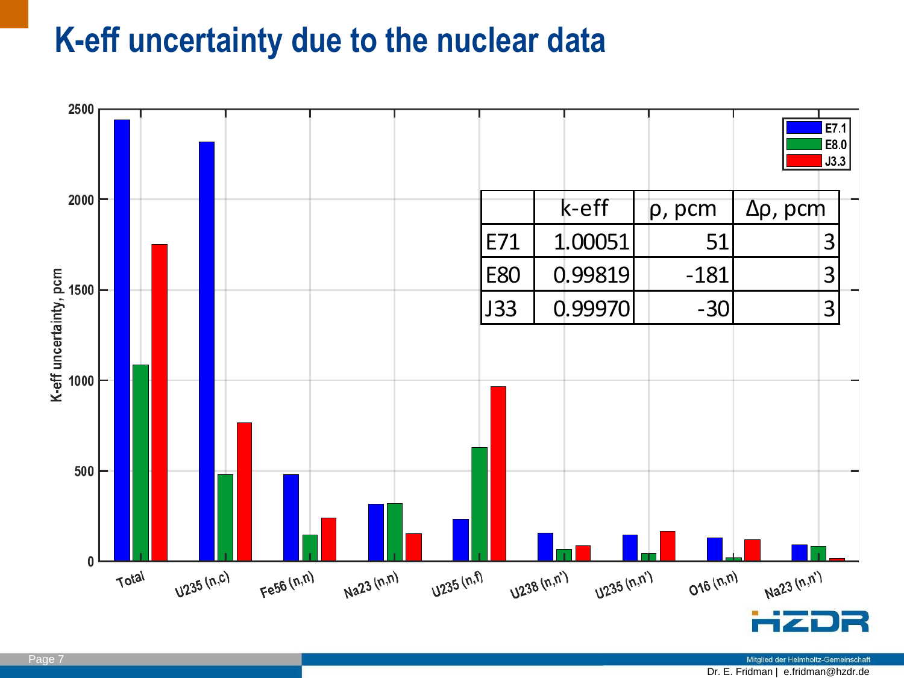# K-eff uncertainty due to the nuclear data

| | k-eff | ρ, pcm | Δρ, pcm |
|---|---|---|---|
| E71 | 1.00051 | 51 | 3 |
| E80 | 0.99819 | -181 | 3 |
| J33 | 0.99970 | -30 | 3 |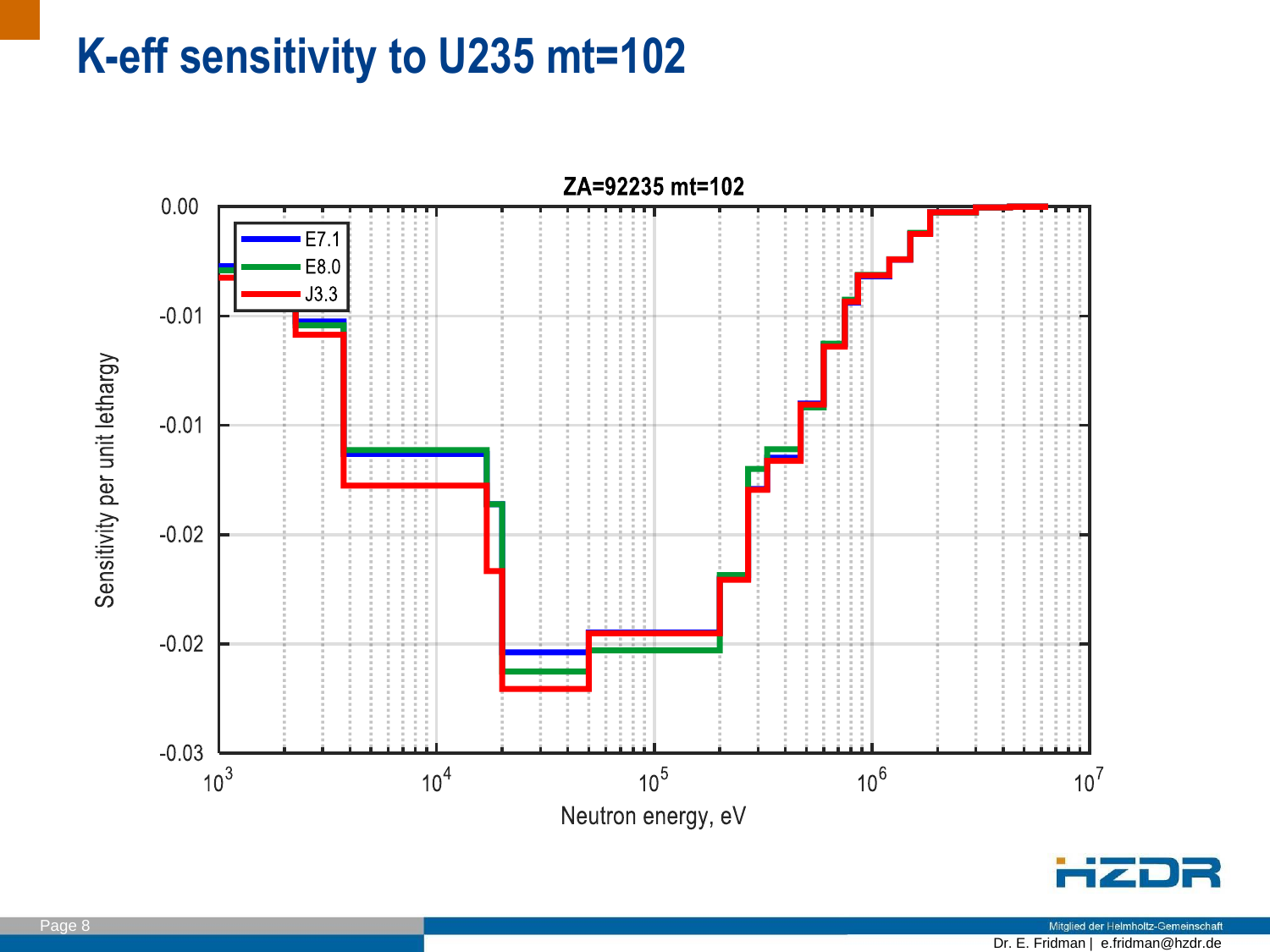# K-eff sensitivity to U235 mt=102

ZA=92235 mt=102

Legend: E7.1, E8.0, J3.3

Y-axis: Sensitivity per unit lethargy (0.00, -0.01, -0.01, -0.02, -0.02, -0.03)

X-axis: Neutron energy, eV ($10^3$, $10^4$, $10^5$, $10^6$, $10^7$)

Mitglied der Helmholtz-Gemeinschaft

Dr. E. Fridman | e.fridman@hzdr.de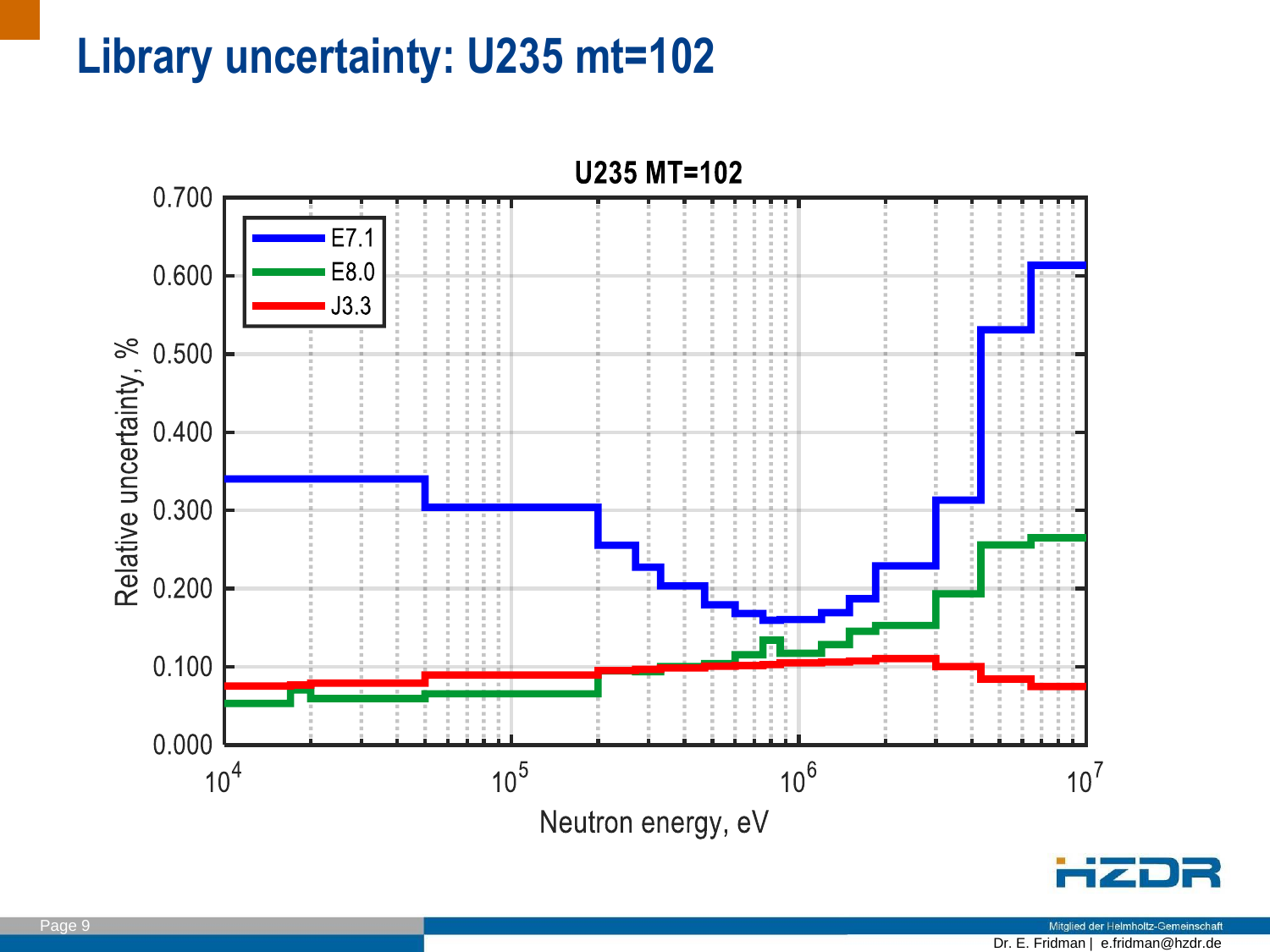# Library uncertainty: U235 mt=102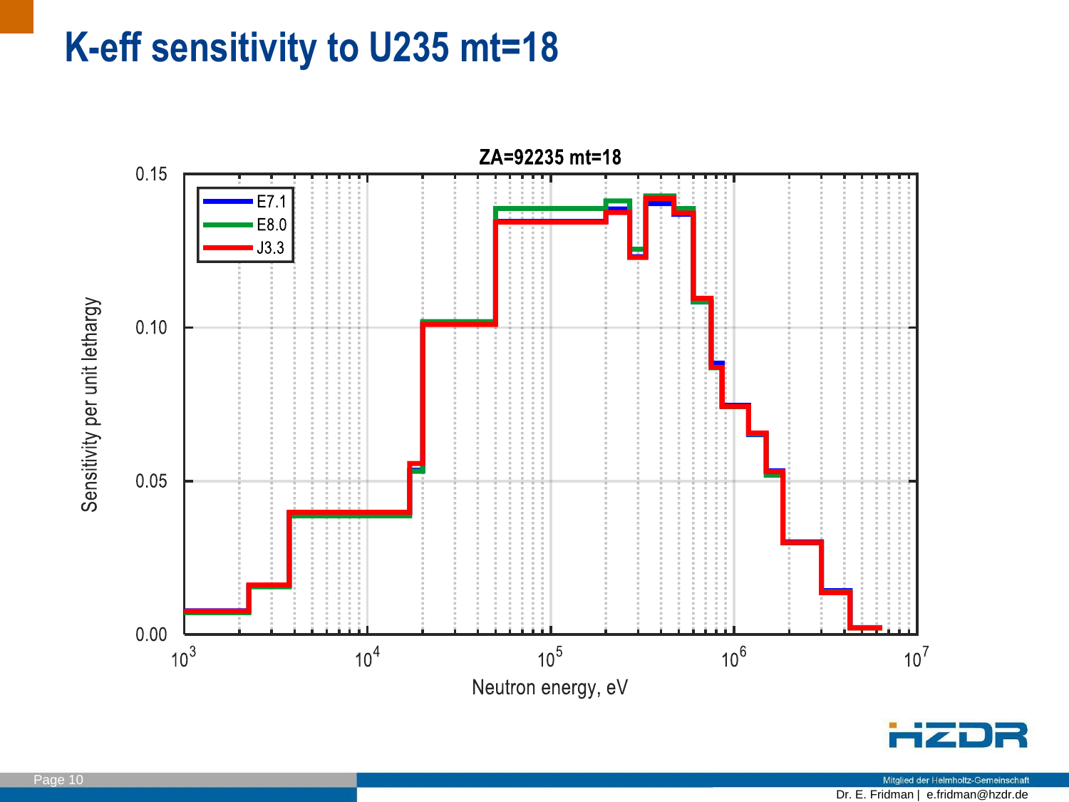# K-eff sensitivity to U235 mt=18

ZA=92235 mt=18

Legend: E7.1, E8.0, J3.3

Sensitivity per unit lethargy (0.00 – 0.15) vs. Neutron energy, eV ($10^3$ – $10^7$)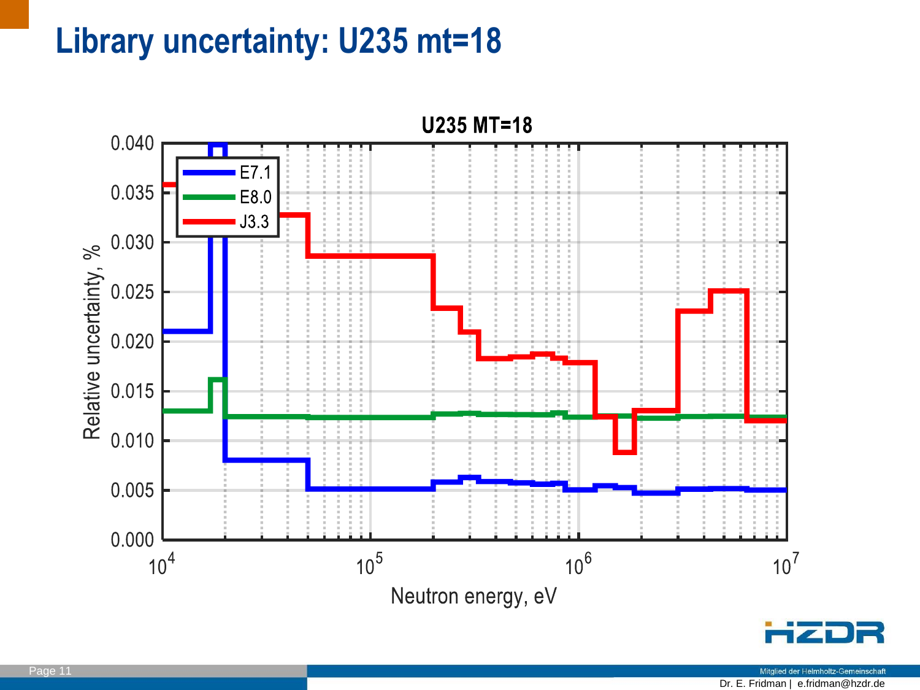# Library uncertainty: U235 mt=18

**U235 MT=18**

Legend: E7.1, E8.0, J3.3

Relative uncertainty, %

Neutron energy, eV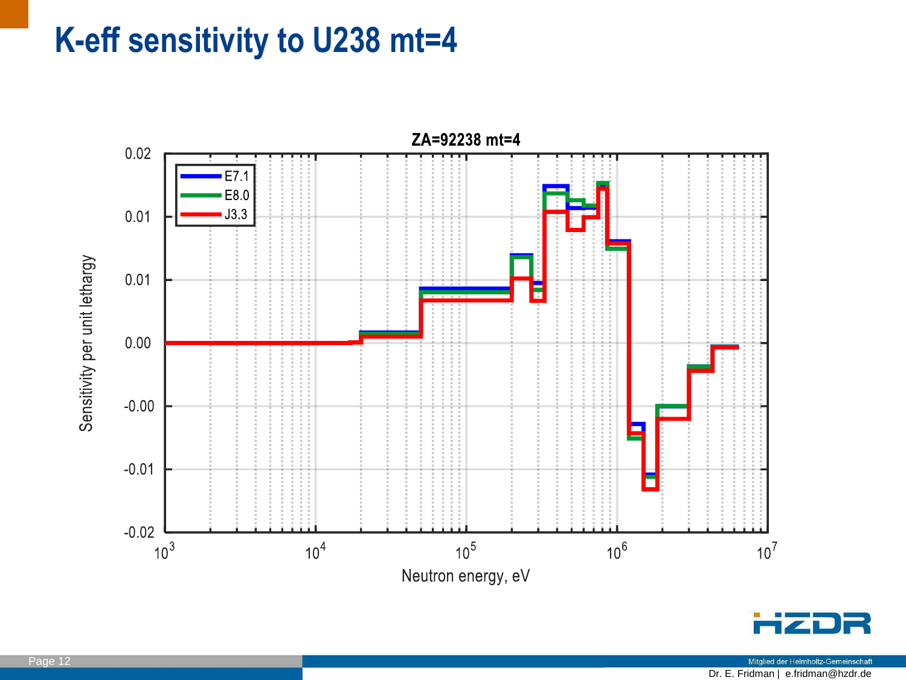# K-eff sensitivity to U238 mt=4

ZA=92238 mt=4

Legend: E7.1, E8.0, J3.3

Sensitivity per unit lethargy: 0.02, 0.01, 0.01, 0.00, -0.00, -0.01, -0.02

Neutron energy, eV: $10^3$, $10^4$, $10^5$, $10^6$, $10^7$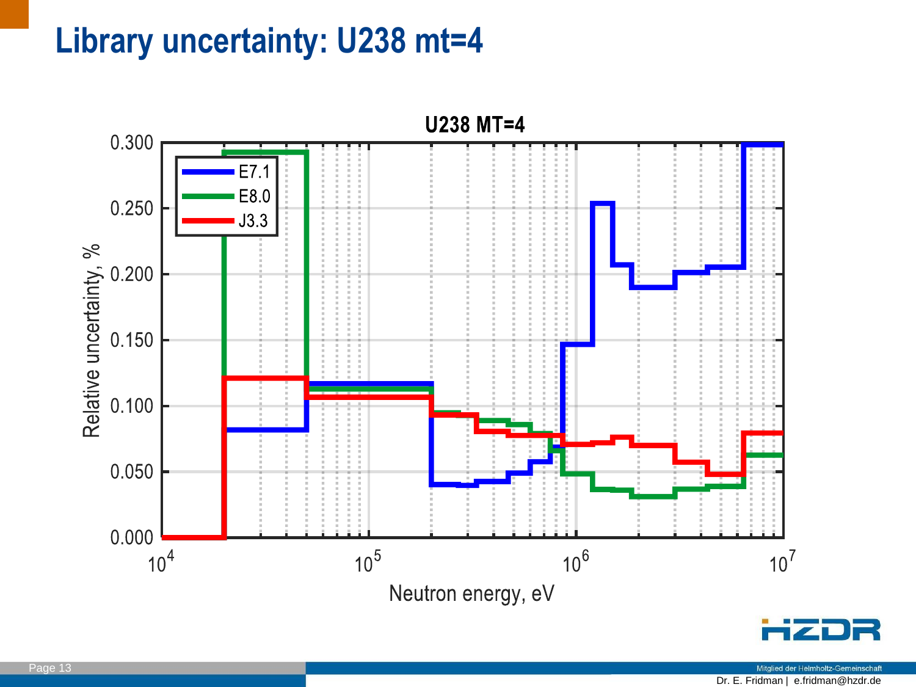# Library uncertainty: U238 mt=4

**U238 MT=4**

Legend: E7.1, E8.0, J3.3

Relative uncertainty, %

Neutron energy, eV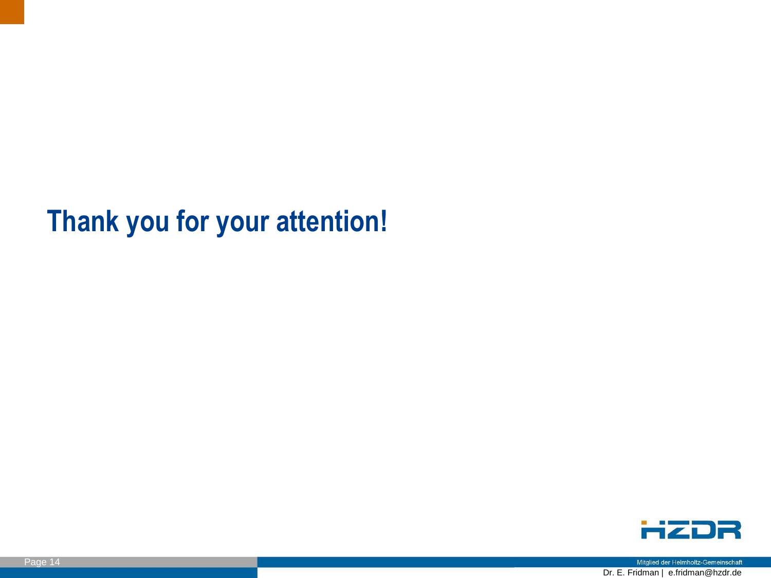# Thank you for your attention!